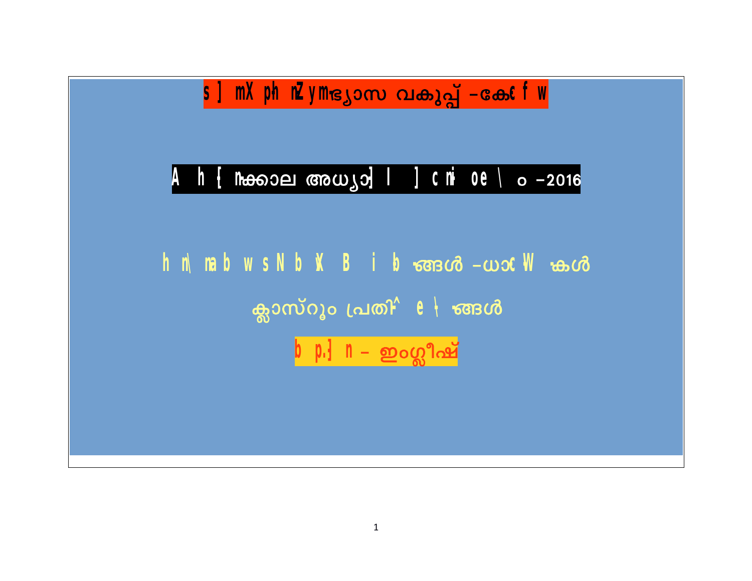# s ] mX ph mZymഭ്യാസ വകുപ്പ് –കേ f w

## A h [ nക്കാല അധ്യാ] l ] cn oe \ ം –2016

### h n\ mb w s N b X B i b ങ്ങൾ –ധാ c W കൾ

### ക്ലാസ്റൂം പ്രതി^ e \ ങ്ങൾ

### b p.] n – ഇംഗ്ലീഷ്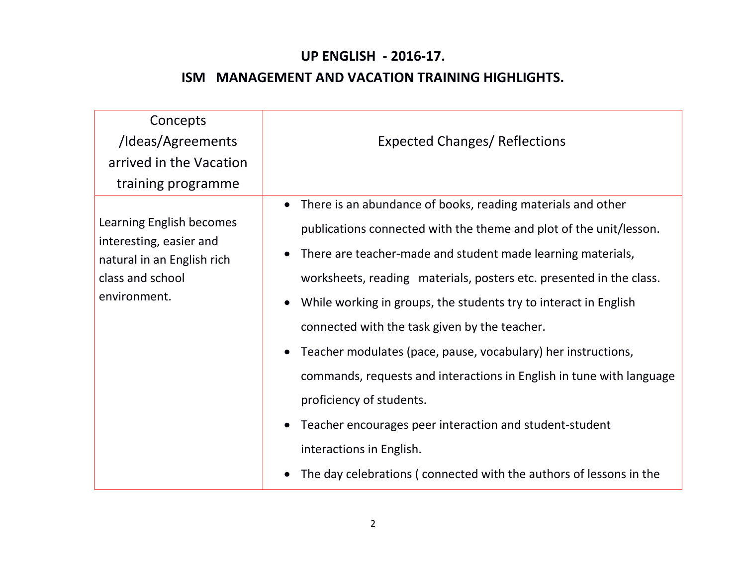## UP ENGLISH - 2016-17.

## ISM MANAGEMENT AND VACATION TRAINING HIGHLIGHTS.

| Concepts /Ideas/Agreements arrived in the Vacation training programme | Expected Changes/ Reflections |
|---|---|
| Learning English becomes interesting, easier and natural in an English rich class and school environment. | • There is an abundance of books, reading materials and other publications connected with the theme and plot of the unit/lesson.<br>• There are teacher-made and student made learning materials, worksheets, reading materials, posters etc. presented in the class.<br>• While working in groups, the students try to interact in English connected with the task given by the teacher.<br>• Teacher modulates (pace, pause, vocabulary) her instructions, commands, requests and interactions in English in tune with language proficiency of students.<br>• Teacher encourages peer interaction and student-student interactions in English.<br>• The day celebrations ( connected with the authors of lessons in the |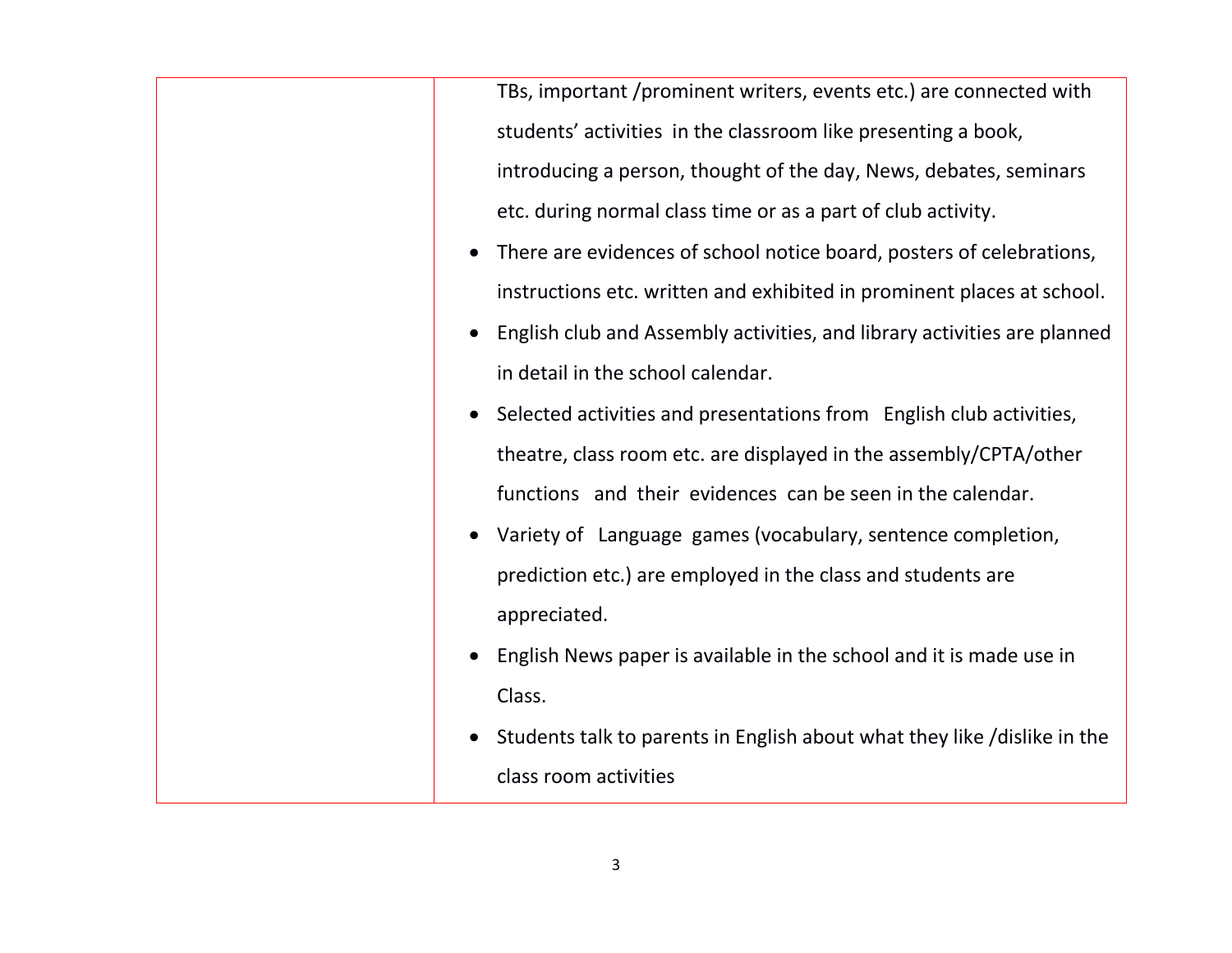| | |
|---|---|
| | TBs, important /prominent writers, events etc.) are connected with students' activities in the classroom like presenting a book, introducing a person, thought of the day, News, debates, seminars etc. during normal class time or as a part of club activity.<br>• There are evidences of school notice board, posters of celebrations, instructions etc. written and exhibited in prominent places at school.<br>• English club and Assembly activities, and library activities are planned in detail in the school calendar.<br>• Selected activities and presentations from English club activities, theatre, class room etc. are displayed in the assembly/CPTA/other functions and their evidences can be seen in the calendar.<br>• Variety of Language games (vocabulary, sentence completion, prediction etc.) are employed in the class and students are appreciated.<br>• English News paper is available in the school and it is made use in Class.<br>• Students talk to parents in English about what they like /dislike in the class room activities |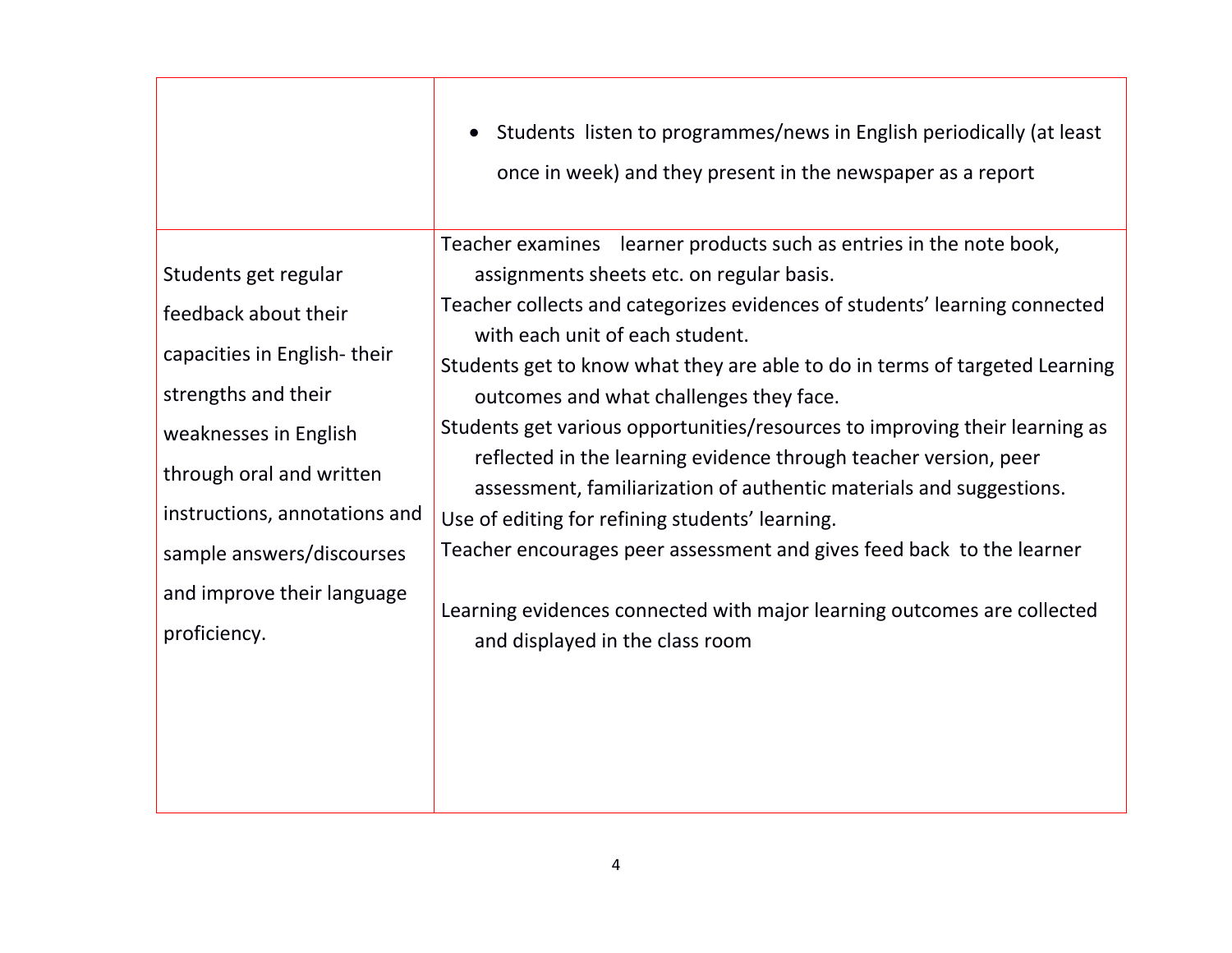| | |
|---|---|
| | • Students listen to programmes/news in English periodically (at least once in week) and they present in the newspaper as a report |
| Students get regular feedback about their capacities in English- their strengths and their weaknesses in English through oral and written instructions, annotations and sample answers/discourses and improve their language proficiency. | Teacher examines learner products such as entries in the note book, assignments sheets etc. on regular basis.<br>Teacher collects and categorizes evidences of students' learning connected with each unit of each student.<br>Students get to know what they are able to do in terms of targeted Learning outcomes and what challenges they face.<br>Students get various opportunities/resources to improving their learning as reflected in the learning evidence through teacher version, peer assessment, familiarization of authentic materials and suggestions.<br>Use of editing for refining students' learning.<br>Teacher encourages peer assessment and gives feed back to the learner<br><br>Learning evidences connected with major learning outcomes are collected and displayed in the class room |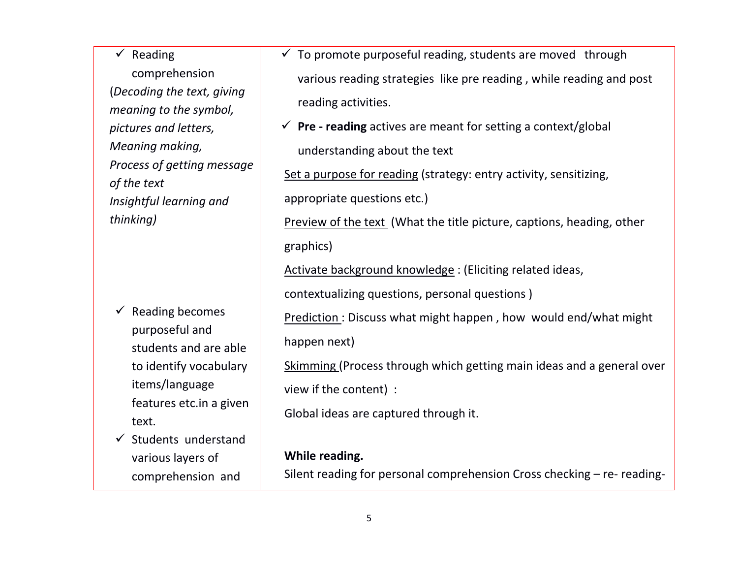| | |
|---|---|
| ✓ Reading comprehension (*Decoding the text, giving meaning to the symbol, pictures and letters, Meaning making, Process of getting message of the text Insightful learning and thinking)* <br><br><br> ✓ Reading becomes purposeful and students and are able to identify vocabulary items/language features etc.in a given text. <br> ✓ Students understand various layers of comprehension and | ✓ To promote purposeful reading, students are moved through various reading strategies like pre reading , while reading and post reading activities. <br> ✓ **Pre - reading** actives are meant for setting a context/global understanding about the text <br> <u>Set a purpose for reading</u> (strategy: entry activity, sensitizing, appropriate questions etc.) <br> <u>Preview of the text</u> (What the title picture, captions, heading, other graphics) <br> <u>Activate background knowledge</u> : (Eliciting related ideas, contextualizing questions, personal questions ) <br> <u>Prediction</u> : Discuss what might happen , how would end/what might happen next) <br> <u>Skimming</u> (Process through which getting main ideas and a general over view if the content) : <br> Global ideas are captured through it. <br><br> **While reading.** <br> Silent reading for personal comprehension Cross checking – re- reading- |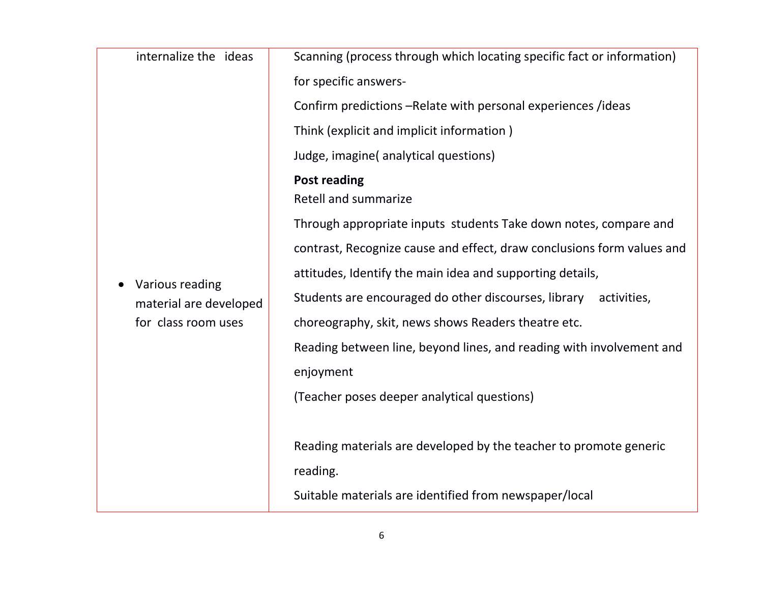| | |
|---|---|
| internalize the ideas | Scanning (process through which locating specific fact or information) for specific answers-<br>Confirm predictions –Relate with personal experiences /ideas<br>Think (explicit and implicit information )<br>Judge, imagine( analytical questions)<br>**Post reading**<br>Retell and summarize<br>Through appropriate inputs students Take down notes, compare and contrast, Recognize cause and effect, draw conclusions form values and attitudes, Identify the main idea and supporting details,<br>Students are encouraged do other discourses, library activities, choreography, skit, news shows Readers theatre etc.<br>Reading between line, beyond lines, and reading with involvement and enjoyment<br>(Teacher poses deeper analytical questions) |
| • Various reading material are developed for class room uses | Reading materials are developed by the teacher to promote generic reading.<br>Suitable materials are identified from newspaper/local |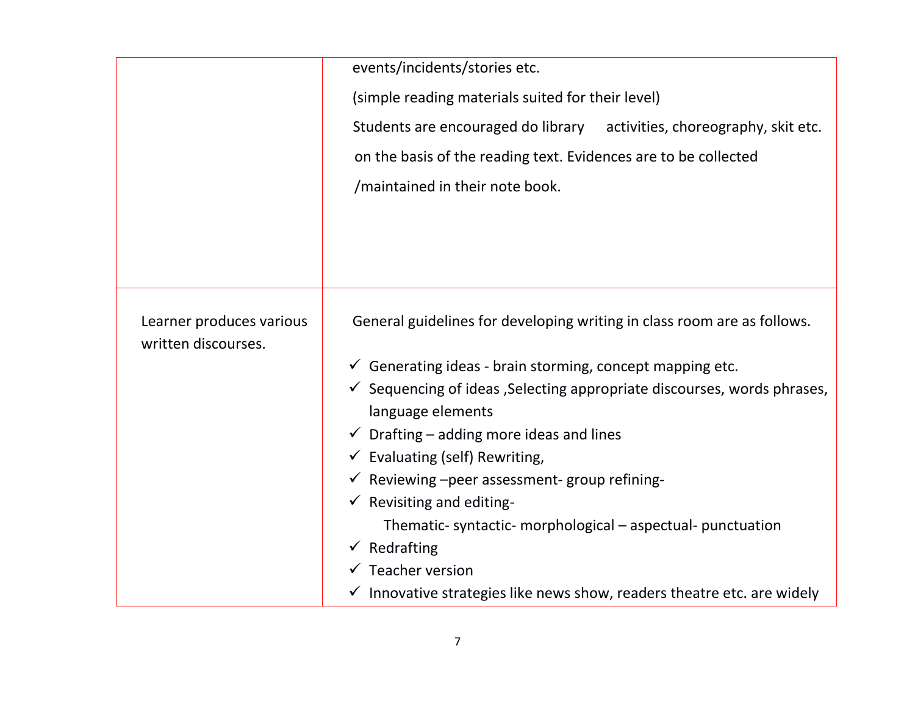| | |
|---|---|
| | events/incidents/stories etc.<br>(simple reading materials suited for their level)<br>Students are encouraged do library activities, choreography, skit etc. on the basis of the reading text. Evidences are to be collected /maintained in their note book. |
| Learner produces various written discourses. | General guidelines for developing writing in class room are as follows.<br>✓ Generating ideas - brain storming, concept mapping etc.<br>✓ Sequencing of ideas ,Selecting appropriate discourses, words phrases, language elements<br>✓ Drafting – adding more ideas and lines<br>✓ Evaluating (self) Rewriting,<br>✓ Reviewing –peer assessment- group refining-<br>✓ Revisiting and editing-<br>Thematic- syntactic- morphological – aspectual- punctuation<br>✓ Redrafting<br>✓ Teacher version<br>✓ Innovative strategies like news show, readers theatre etc. are widely |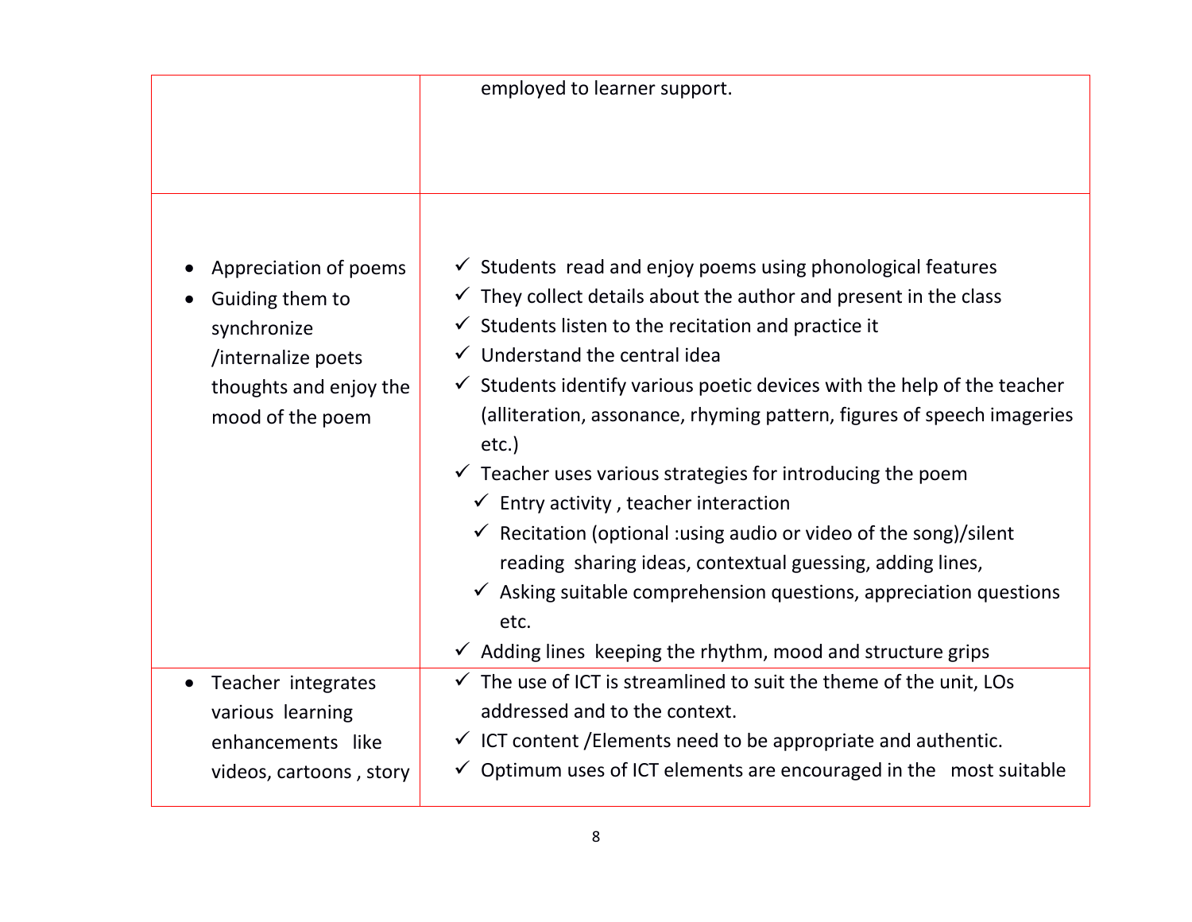| | |
|---|---|
| | employed to learner support. |
| • Appreciation of poems<br>• Guiding them to synchronize /internalize poets thoughts and enjoy the mood of the poem | ✓ Students read and enjoy poems using phonological features<br>✓ They collect details about the author and present in the class<br>✓ Students listen to the recitation and practice it<br>✓ Understand the central idea<br>✓ Students identify various poetic devices with the help of the teacher (alliteration, assonance, rhyming pattern, figures of speech imageries etc.)<br>✓ Teacher uses various strategies for introducing the poem<br>  ✓ Entry activity , teacher interaction<br>  ✓ Recitation (optional :using audio or video of the song)/silent reading sharing ideas, contextual guessing, adding lines,<br>  ✓ Asking suitable comprehension questions, appreciation questions etc.<br>✓ Adding lines keeping the rhythm, mood and structure grips |
| • Teacher integrates various learning enhancements like videos, cartoons , story | ✓ The use of ICT is streamlined to suit the theme of the unit, LOs addressed and to the context.<br>✓ ICT content /Elements need to be appropriate and authentic.<br>✓ Optimum uses of ICT elements are encouraged in the most suitable |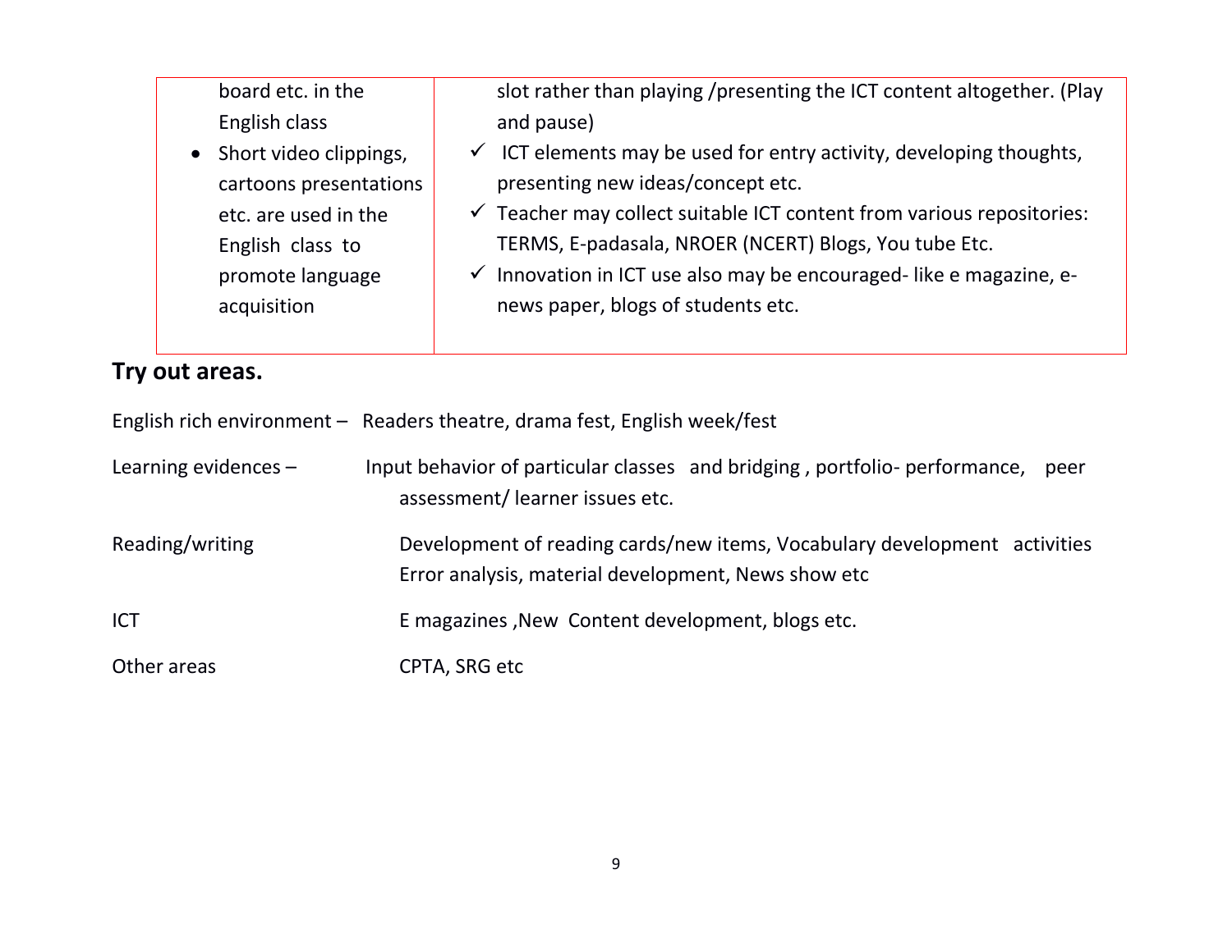| | |
|---|---|
| board etc. in the English class<br>• Short video clippings, cartoons presentations etc. are used in the English class to promote language acquisition | slot rather than playing /presenting the ICT content altogether. (Play and pause)<br>✓ ICT elements may be used for entry activity, developing thoughts, presenting new ideas/concept etc.<br>✓ Teacher may collect suitable ICT content from various repositories: TERMS, E-padasala, NROER (NCERT) Blogs, You tube Etc.<br>✓ Innovation in ICT use also may be encouraged- like e magazine, e-news paper, blogs of students etc. |

## Try out areas.

English rich environment – Readers theatre, drama fest, English week/fest

Learning evidences – Input behavior of particular classes and bridging , portfolio- performance, peer assessment/ learner issues etc.

Reading/writing Development of reading cards/new items, Vocabulary development activities Error analysis, material development, News show etc

ICT E magazines ,New Content development, blogs etc.

Other areas CPTA, SRG etc